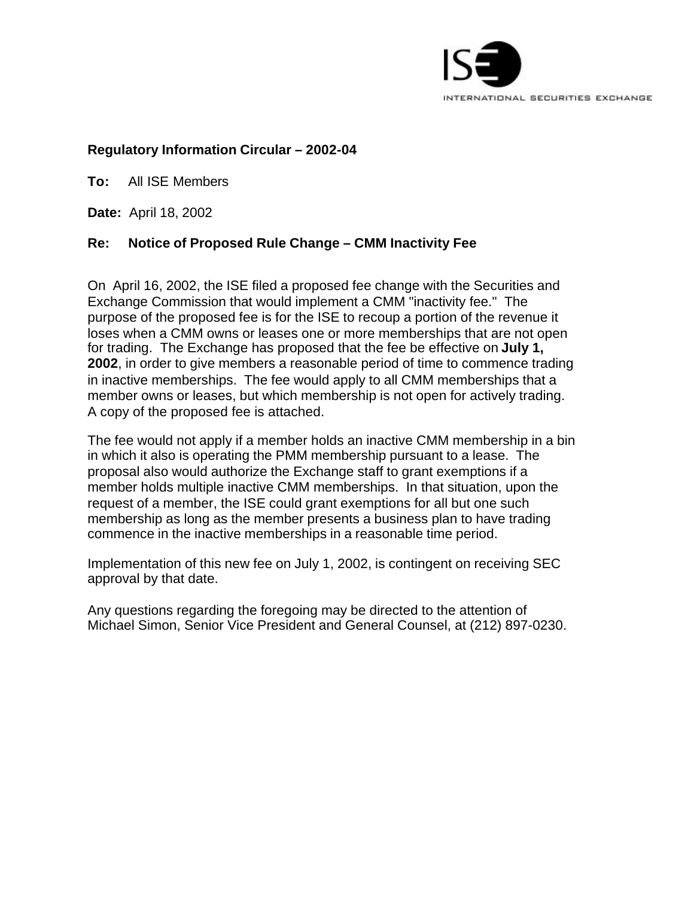ISE INTERNATIONAL SECURITIES EXCHANGE

**Regulatory Information Circular – 2002-04**

**To:** All ISE Members

**Date:** April 18, 2002

**Re: Notice of Proposed Rule Change – CMM Inactivity Fee**

On April 16, 2002, the ISE filed a proposed fee change with the Securities and Exchange Commission that would implement a CMM "inactivity fee." The purpose of the proposed fee is for the ISE to recoup a portion of the revenue it loses when a CMM owns or leases one or more memberships that are not open for trading. The Exchange has proposed that the fee be effective on **July 1, 2002**, in order to give members a reasonable period of time to commence trading in inactive memberships. The fee would apply to all CMM memberships that a member owns or leases, but which membership is not open for actively trading. A copy of the proposed fee is attached.

The fee would not apply if a member holds an inactive CMM membership in a bin in which it also is operating the PMM membership pursuant to a lease. The proposal also would authorize the Exchange staff to grant exemptions if a member holds multiple inactive CMM memberships. In that situation, upon the request of a member, the ISE could grant exemptions for all but one such membership as long as the member presents a business plan to have trading commence in the inactive memberships in a reasonable time period.

Implementation of this new fee on July 1, 2002, is contingent on receiving SEC approval by that date.

Any questions regarding the foregoing may be directed to the attention of Michael Simon, Senior Vice President and General Counsel, at (212) 897-0230.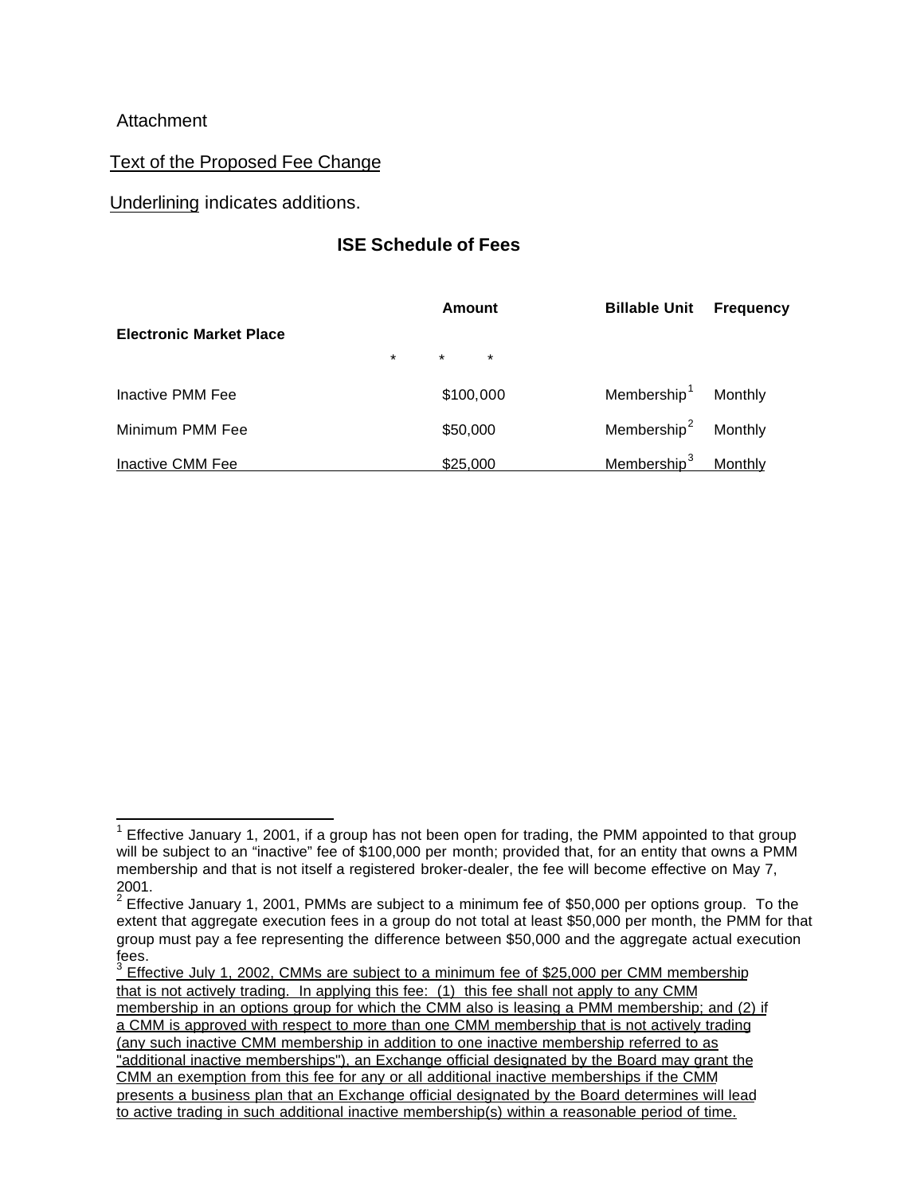Attachment

Text of the Proposed Fee Change

Underlining indicates additions.

## ISE Schedule of Fees

| | Amount | Billable Unit | Frequency |
|---|---|---|---|
| **Electronic Market Place** | | | |
| * * * | | | |
| Inactive PMM Fee | $100,000 | Membership[1] | Monthly |
| Minimum PMM Fee | $50,000 | Membership[2] | Monthly |
| Inactive CMM Fee | $25,000 | Membership[3] | Monthly |

[1] Effective January 1, 2001, if a group has not been open for trading, the PMM appointed to that group will be subject to an "inactive" fee of $100,000 per month; provided that, for an entity that owns a PMM membership and that is not itself a registered broker-dealer, the fee will become effective on May 7, 2001.

[2] Effective January 1, 2001, PMMs are subject to a minimum fee of $50,000 per options group. To the extent that aggregate execution fees in a group do not total at least $50,000 per month, the PMM for that group must pay a fee representing the difference between $50,000 and the aggregate actual execution fees.

[3] Effective July 1, 2002, CMMs are subject to a minimum fee of $25,000 per CMM membership that is not actively trading. In applying this fee: (1) this fee shall not apply to any CMM membership in an options group for which the CMM also is leasing a PMM membership; and (2) if a CMM is approved with respect to more than one CMM membership that is not actively trading (any such inactive CMM membership in addition to one inactive membership referred to as "additional inactive memberships"), an Exchange official designated by the Board may grant the CMM an exemption from this fee for any or all additional inactive memberships if the CMM presents a business plan that an Exchange official designated by the Board determines will lead to active trading in such additional inactive membership(s) within a reasonable period of time.